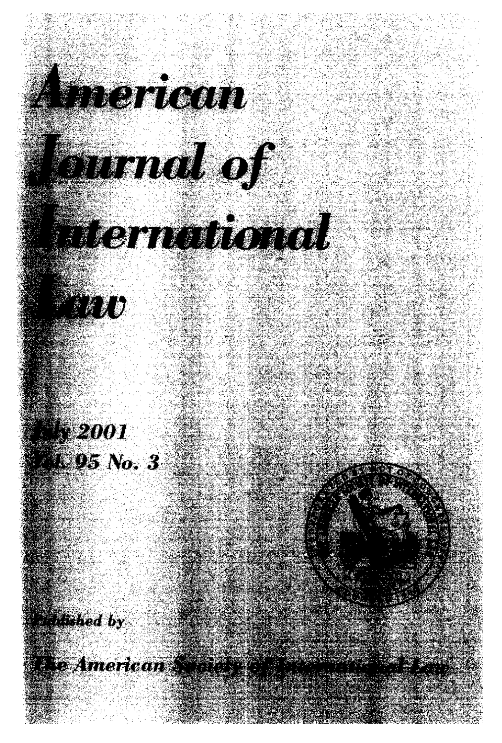# American Journal of International Law

July 2001
Vol. 95 No. 3

Published by

The American Society of International Law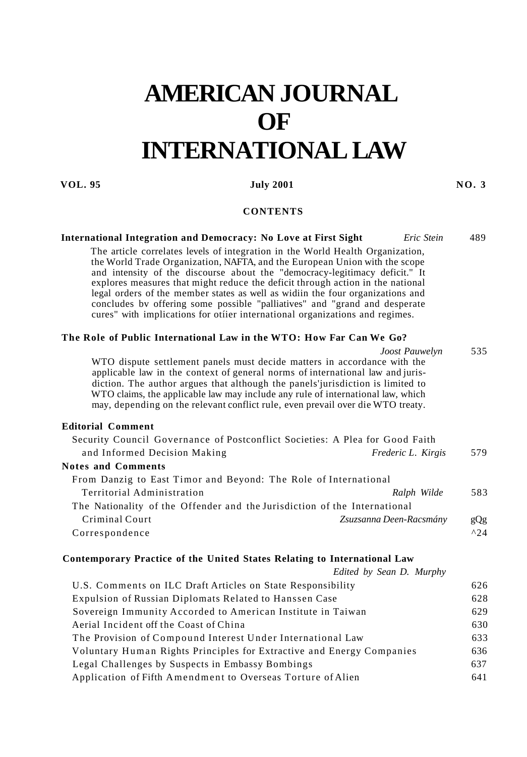# AMERICAN JOURNAL OF INTERNATIONAL LAW

**VOL. 95** **July 2001** **NO. 3**

## CONTENTS

**International Integration and Democracy: No Love at First Sight** *Eric Stein* 489

The article correlates levels of integration in the World Health Organization, the World Trade Organization, NAFTA, and the European Union with the scope and intensity of the discourse about the "democracy-legitimacy deficit." It explores measures that might reduce the deficit through action in the national legal orders of the member states as well as widiin the four organizations and concludes bv offering some possible "palliatives" and "grand and desperate cures" with implications for otíier international organizations and regimes.

**The Role of Public International Law in the WTO: How Far Can We Go?** *Joost Pauwelyn* 535

WTO dispute settlement panels must decide matters in accordance with the applicable law in the context of general norms of international law and jurisdiction. The author argues that although the panels'jurisdiction is limited to WTO claims, the applicable law may include any rule of international law, which may, depending on the relevant conflict rule, even prevail over die WTO treaty.

**Editorial Comment**

Security Council Governance of Postconflict Societies: A Plea for Good Faith and Informed Decision Making *Frederic L. Kirgis* 579

**Notes and Comments**

From Danzig to East Timor and Beyond: The Role of International Territorial Administration *Ralph Wilde* 583

The Nationality of the Offender and the Jurisdiction of the International Criminal Court *Zsuzsanna Deen-Racsmány* gQg

Correspondence ^24

**Contemporary Practice of the United States Relating to International Law**

*Edited by Sean D. Murphy*

U.S. Comments on ILC Draft Articles on State Responsibility 626

Expulsion of Russian Diplomats Related to Hanssen Case 628

Sovereign Immunity Accorded to American Institute in Taiwan 629

Aerial Incident off the Coast of China 630

The Provision of Compound Interest Under International Law 633

Voluntary Human Rights Principles for Extractive and Energy Companies 636

Legal Challenges by Suspects in Embassy Bombings 637

Application of Fifth Amendment to Overseas Torture of Alien 641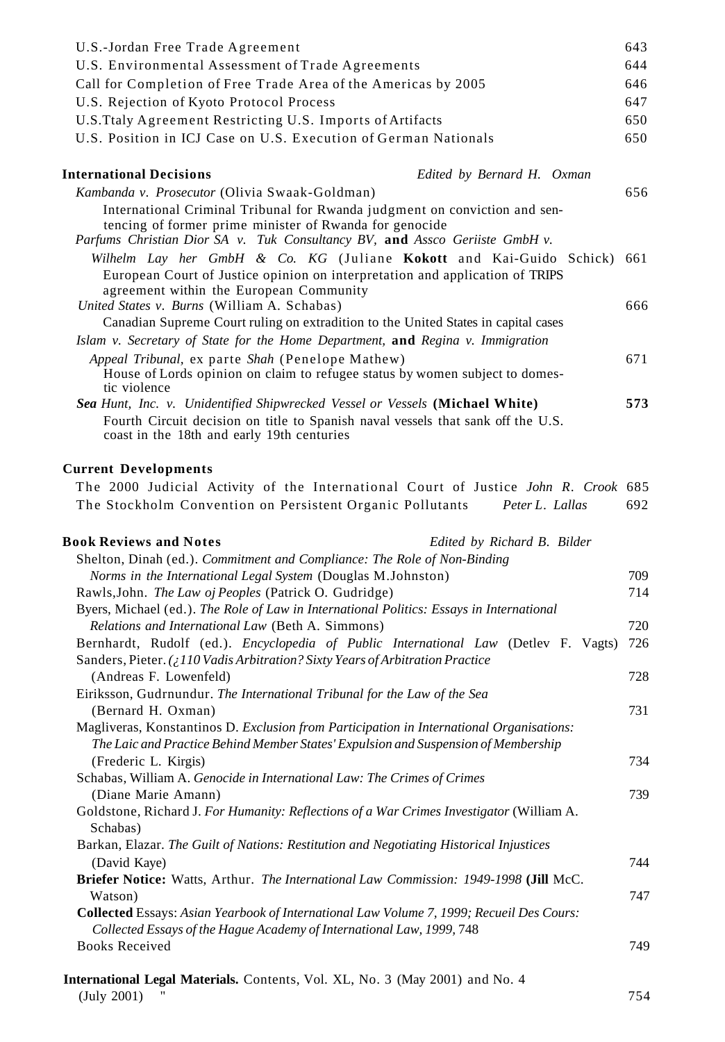U.S.-Jordan Free Trade Agreement 643

U.S. Environmental Assessment of Trade Agreements 644

Call for Completion of Free Trade Area of the Americas by 2005 646

U.S. Rejection of Kyoto Protocol Process 647

U.S.Ttaly Agreement Restricting U.S. Imports of Artifacts 650

U.S. Position in ICJ Case on U.S. Execution of German Nationals 650

**International Decisions** *Edited by Bernard H. Oxman*

*Kambanda v. Prosecutor* (Olivia Swaak-Goldman) 656

International Criminal Tribunal for Rwanda judgment on conviction and sentencing of former prime minister of Rwanda for genocide

*Parfums Christian Dior SA v. Tuk Consultancy BV,* **and** *Assco Geriiste GmbH v. Wilhelm Lay her GmbH & Co. KG* (Juliane **Kokott** and Kai-Guido Schick) 661

European Court of Justice opinion on interpretation and application of TRIPS agreement within the European Community

*United States v. Burns* (William A. Schabas) 666

Canadian Supreme Court ruling on extradition to the United States in capital cases

*Islam v. Secretary of State for the Home Department,* **and** *Regina v. Immigration Appeal Tribunal,* ex parte *Shah* (Penelope Mathew) 671

House of Lords opinion on claim to refugee status by women subject to domestic violence

***Sea** Hunt, Inc. v. Unidentified Shipwrecked Vessel or Vessels* **(Michael White)** **573**

Fourth Circuit decision on title to Spanish naval vessels that sank off the U.S. coast in the 18th and early 19th centuries

**Current Developments**

The 2000 Judicial Activity of the International Court of Justice *John R. Crook* 685

The Stockholm Convention on Persistent Organic Pollutants *Peter L. Lallas* 692

**Book Reviews and Notes** *Edited by Richard B. Bilder*

Shelton, Dinah (ed.). *Commitment and Compliance: The Role of Non-Binding Norms in the International Legal System* (Douglas M.Johnston) 709

Rawls,John. *The Law oj Peoples* (Patrick O. Gudridge) 714

Byers, Michael (ed.). *The Role of Law in International Politics: Essays in International Relations and International Law* (Beth A. Simmons) 720

Bernhardt, Rudolf (ed.). *Encyclopedia of Public International Law* (Detlev F. Vagts) 726

Sanders, Pieter. *(¿110 Vadis Arbitration? Sixty Years of Arbitration Practice* (Andreas F. Lowenfeld) 728

Eiriksson, Gudrnundur. *The International Tribunal for the Law of the Sea* (Bernard H. Oxman) 731

Magliveras, Konstantinos D. *Exclusion from Participation in International Organisations: The Laic and Practice Behind Member States' Expulsion and Suspension of Membership* (Frederic L. Kirgis) 734

Schabas, William A. *Genocide in International Law: The Crimes of Crimes* (Diane Marie Amann) 739

Goldstone, Richard J. *For Humanity: Reflections of a War Crimes Investigator* (William A. Schabas)

Barkan, Elazar. *The Guilt of Nations: Restitution and Negotiating Historical Injustices* (David Kaye) 744

**Briefer Notice:** Watts, Arthur. *The International Law Commission: 1949-1998* **(Jill** McC. Watson) 747

**Collected** Essays: *Asian Yearbook of International Law Volume 7, 1999; Recueil Des Cours: Collected Essays of the Hague Academy of International Law, 1999,* 748

Books Received 749

**International Legal Materials.** Contents, Vol. XL, No. 3 (May 2001) and No. 4 (July 2001) " 754